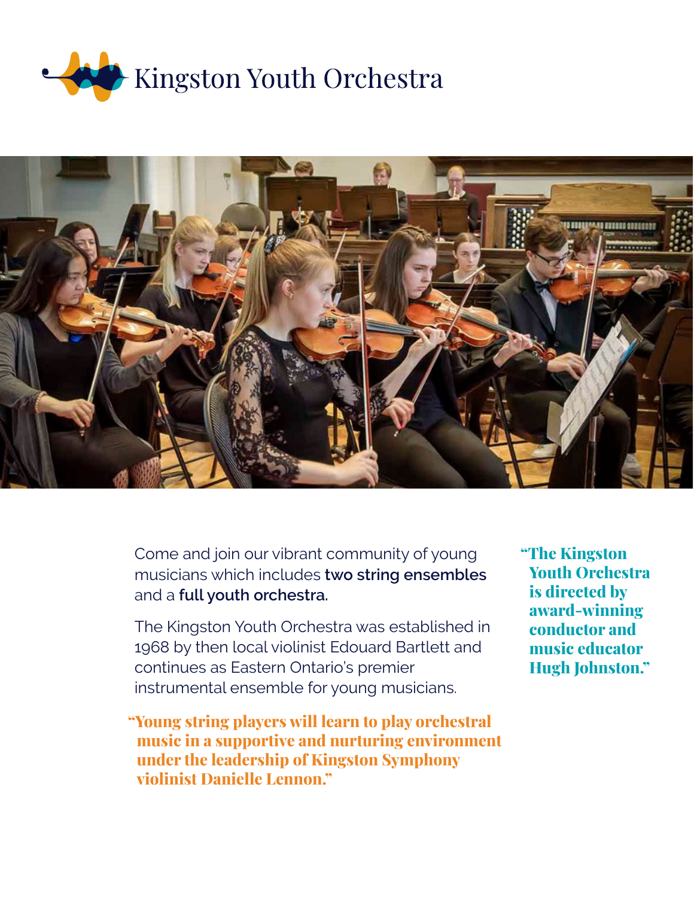# Kingston Youth Orchestra

Come and join our vibrant community of young musicians which includes **two string ensembles** and a **full youth orchestra.**

The Kingston Youth Orchestra was established in 1968 by then local violinist Edouard Bartlett and continues as Eastern Ontario's premier instrumental ensemble for young musicians.

**"Young string players will learn to play orchestral music in a supportive and nurturing environment under the leadership of Kingston Symphony violinist Danielle Lennon."**

**"The Kingston Youth Orchestra is directed by award-winning conductor and music educator Hugh Johnston."**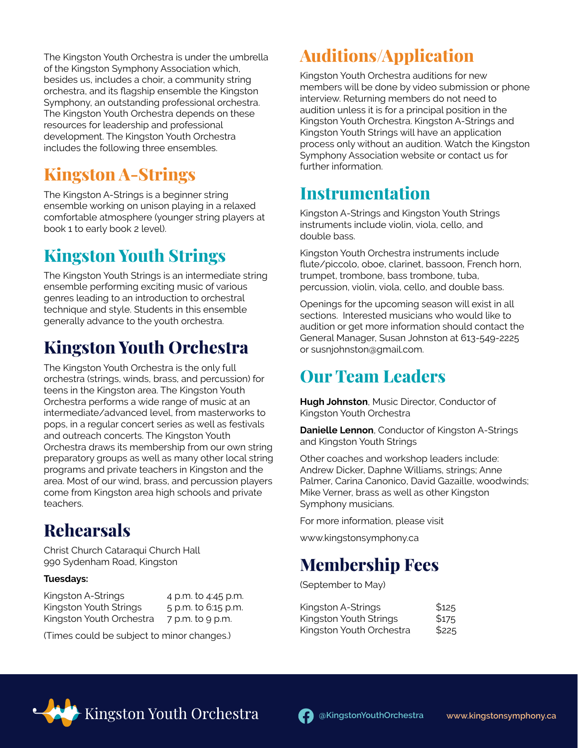The Kingston Youth Orchestra is under the umbrella of the Kingston Symphony Association which, besides us, includes a choir, a community string orchestra, and its flagship ensemble the Kingston Symphony, an outstanding professional orchestra. The Kingston Youth Orchestra depends on these resources for leadership and professional development. The Kingston Youth Orchestra includes the following three ensembles.

## Kingston A-Strings

The Kingston A-Strings is a beginner string ensemble working on unison playing in a relaxed comfortable atmosphere (younger string players at book 1 to early book 2 level).

## Kingston Youth Strings

The Kingston Youth Strings is an intermediate string ensemble performing exciting music of various genres leading to an introduction to orchestral technique and style. Students in this ensemble generally advance to the youth orchestra.

## Kingston Youth Orchestra

The Kingston Youth Orchestra is the only full orchestra (strings, winds, brass, and percussion) for teens in the Kingston area. The Kingston Youth Orchestra performs a wide range of music at an intermediate/advanced level, from masterworks to pops, in a regular concert series as well as festivals and outreach concerts. The Kingston Youth Orchestra draws its membership from our own string preparatory groups as well as many other local string programs and private teachers in Kingston and the area. Most of our wind, brass, and percussion players come from Kingston area high schools and private teachers.

## Rehearsals

Christ Church Cataraqui Church Hall
990 Sydenham Road, Kingston

**Tuesdays:**

| | |
|---|---|
| Kingston A-Strings | 4 p.m. to 4:45 p.m. |
| Kingston Youth Strings | 5 p.m. to 6:15 p.m. |
| Kingston Youth Orchestra | 7 p.m. to 9 p.m. |

(Times could be subject to minor changes.)

## Auditions/Application

Kingston Youth Orchestra auditions for new members will be done by video submission or phone interview. Returning members do not need to audition unless it is for a principal position in the Kingston Youth Orchestra. Kingston A-Strings and Kingston Youth Strings will have an application process only without an audition. Watch the Kingston Symphony Association website or contact us for further information.

## Instrumentation

Kingston A-Strings and Kingston Youth Strings instruments include violin, viola, cello, and double bass.

Kingston Youth Orchestra instruments include flute/piccolo, oboe, clarinet, bassoon, French horn, trumpet, trombone, bass trombone, tuba, percussion, violin, viola, cello, and double bass.

Openings for the upcoming season will exist in all sections. Interested musicians who would like to audition or get more information should contact the General Manager, Susan Johnston at 613-549-2225 or susnjohnston@gmail.com.

## Our Team Leaders

**Hugh Johnston**, Music Director, Conductor of Kingston Youth Orchestra

**Danielle Lennon**, Conductor of Kingston A-Strings and Kingston Youth Strings

Other coaches and workshop leaders include: Andrew Dicker, Daphne Williams, strings; Anne Palmer, Carina Canonico, David Gazaille, woodwinds; Mike Verner, brass as well as other Kingston Symphony musicians.

For more information, please visit

www.kingstonsymphony.ca

## Membership Fees

(September to May)

| | |
|---|---|
| Kingston A-Strings | $125 |
| Kingston Youth Strings | $175 |
| Kingston Youth Orchestra | $225 |

Kingston Youth Orchestra

@KingstonYouthOrchestra

www.kingstonsymphony.ca